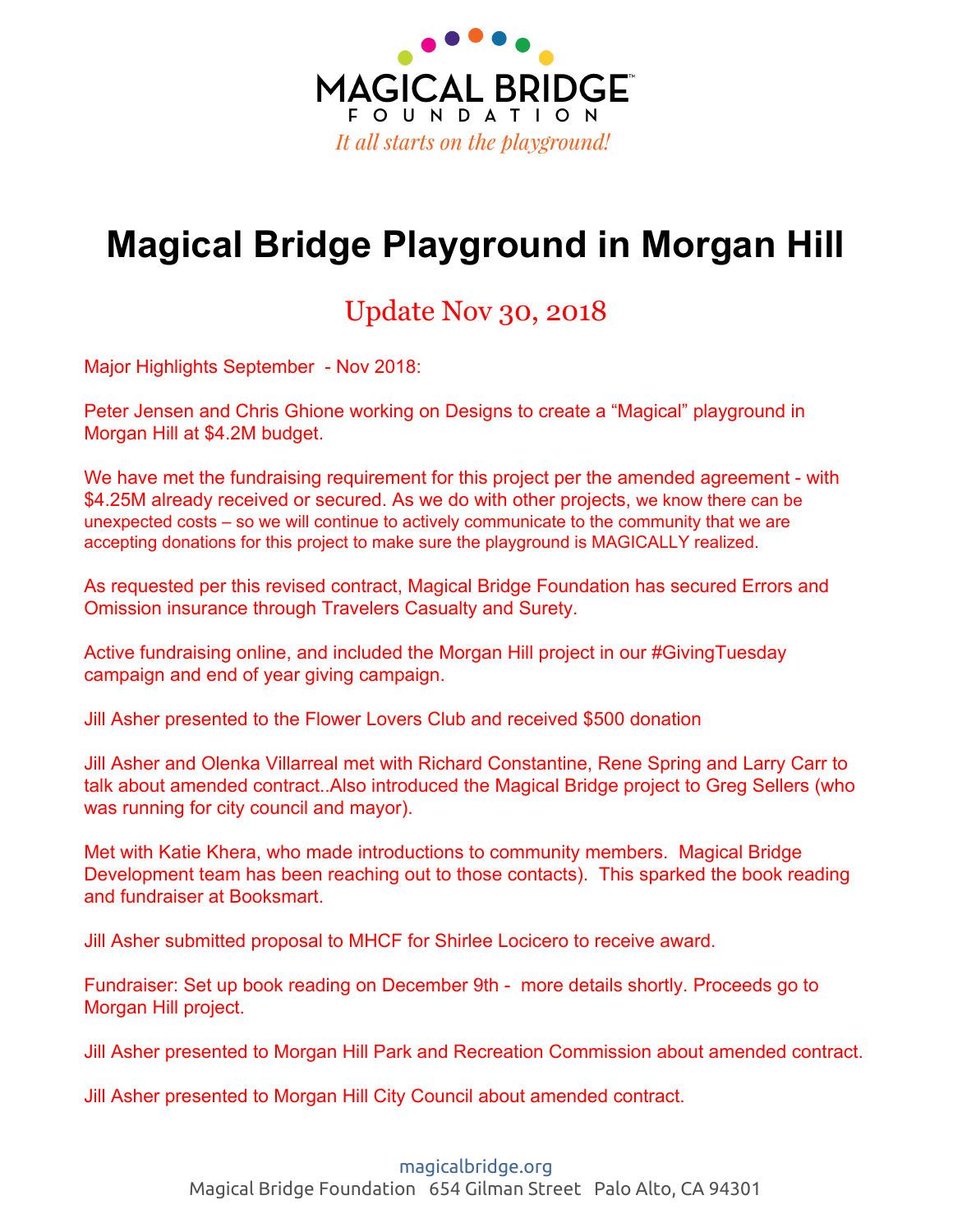MAGICAL BRIDGE

FOUNDATION

*It all starts on the playground!*

# Magical Bridge Playground in Morgan Hill

## Update Nov 30, 2018

Major Highlights September - Nov 2018:

Peter Jensen and Chris Ghione working on Designs to create a "Magical" playground in Morgan Hill at $4.2M budget.

We have met the fundraising requirement for this project per the amended agreement - with $4.25M already received or secured. As we do with other projects, we know there can be unexpected costs – so we will continue to actively communicate to the community that we are accepting donations for this project to make sure the playground is MAGICALLY realized.

As requested per this revised contract, Magical Bridge Foundation has secured Errors and Omission insurance through Travelers Casualty and Surety.

Active fundraising online, and included the Morgan Hill project in our #GivingTuesday campaign and end of year giving campaign.

Jill Asher presented to the Flower Lovers Club and received $500 donation

Jill Asher and Olenka Villarreal met with Richard Constantine, Rene Spring and Larry Carr to talk about amended contract..Also introduced the Magical Bridge project to Greg Sellers (who was running for city council and mayor).

Met with Katie Khera, who made introductions to community members. Magical Bridge Development team has been reaching out to those contacts). This sparked the book reading and fundraiser at Booksmart.

Jill Asher submitted proposal to MHCF for Shirlee Locicero to receive award.

Fundraiser: Set up book reading on December 9th - more details shortly. Proceeds go to Morgan Hill project.

Jill Asher presented to Morgan Hill Park and Recreation Commission about amended contract.

Jill Asher presented to Morgan Hill City Council about amended contract.

magicalbridge.org
Magical Bridge Foundation 654 Gilman Street Palo Alto, CA 94301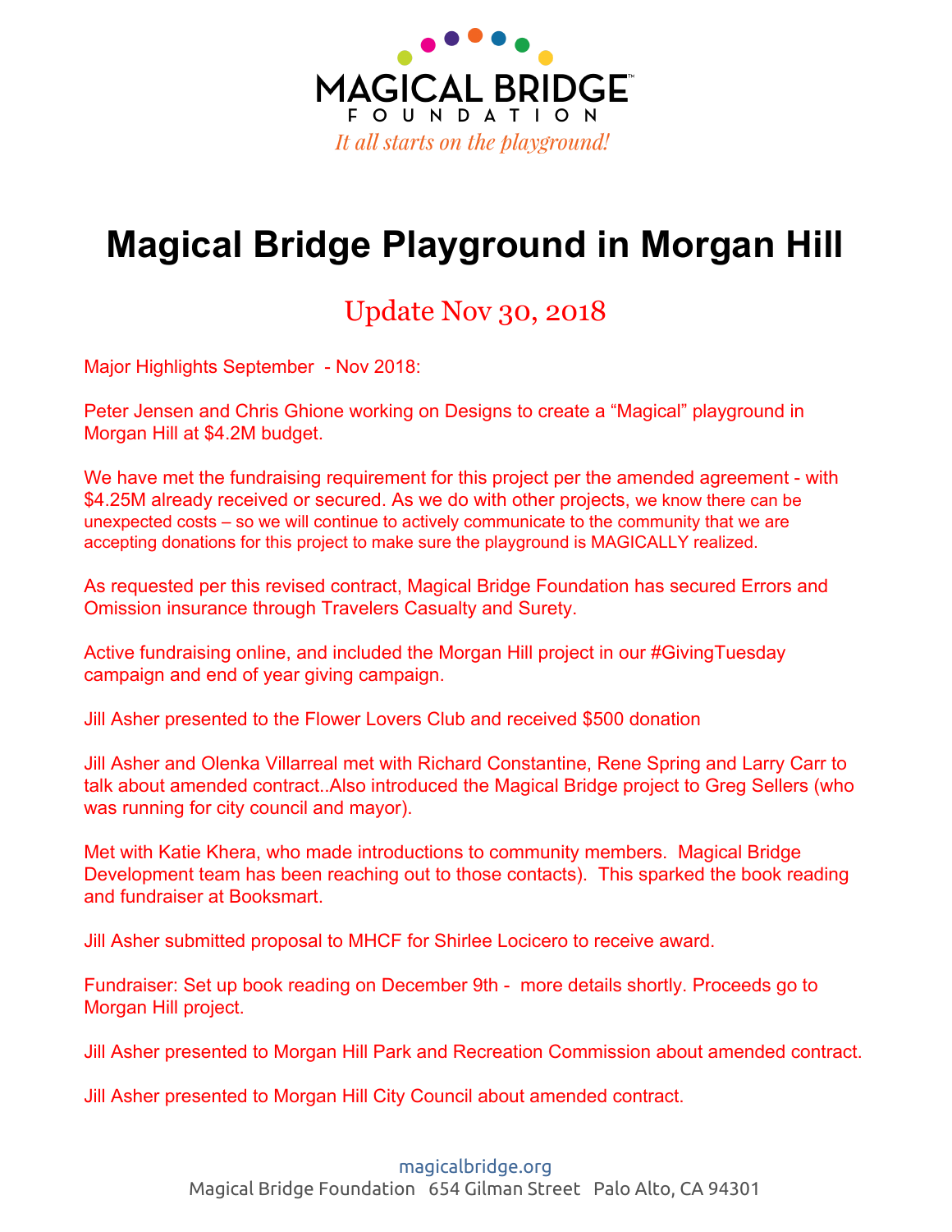MAGICAL BRIDGE FOUNDATION

*It all starts on the playground!*

# Magical Bridge Playground in Morgan Hill

## Update Nov 30, 2018

Major Highlights September - Nov 2018:

Peter Jensen and Chris Ghione working on Designs to create a "Magical" playground in Morgan Hill at $4.2M budget.

We have met the fundraising requirement for this project per the amended agreement - with $4.25M already received or secured. As we do with other projects, we know there can be unexpected costs – so we will continue to actively communicate to the community that we are accepting donations for this project to make sure the playground is MAGICALLY realized.

As requested per this revised contract, Magical Bridge Foundation has secured Errors and Omission insurance through Travelers Casualty and Surety.

Active fundraising online, and included the Morgan Hill project in our #GivingTuesday campaign and end of year giving campaign.

Jill Asher presented to the Flower Lovers Club and received $500 donation

Jill Asher and Olenka Villarreal met with Richard Constantine, Rene Spring and Larry Carr to talk about amended contract..Also introduced the Magical Bridge project to Greg Sellers (who was running for city council and mayor).

Met with Katie Khera, who made introductions to community members. Magical Bridge Development team has been reaching out to those contacts). This sparked the book reading and fundraiser at Booksmart.

Jill Asher submitted proposal to MHCF for Shirlee Locicero to receive award.

Fundraiser: Set up book reading on December 9th - more details shortly. Proceeds go to Morgan Hill project.

Jill Asher presented to Morgan Hill Park and Recreation Commission about amended contract.

Jill Asher presented to Morgan Hill City Council about amended contract.

magicalbridge.org
Magical Bridge Foundation 654 Gilman Street Palo Alto, CA 94301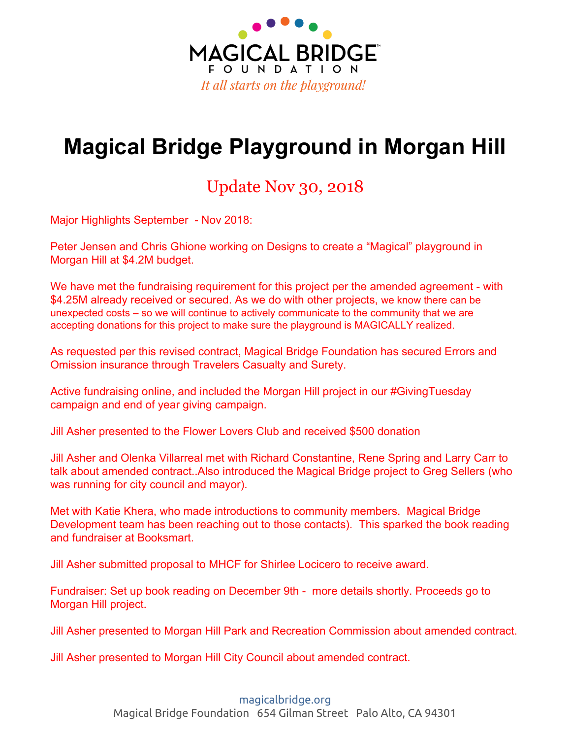MAGICAL BRIDGE
FOUNDATION
*It all starts on the playground!*

# Magical Bridge Playground in Morgan Hill

## Update Nov 30, 2018

Major Highlights September - Nov 2018:

Peter Jensen and Chris Ghione working on Designs to create a “Magical” playground in Morgan Hill at $4.2M budget.

We have met the fundraising requirement for this project per the amended agreement - with $4.25M already received or secured. As we do with other projects, we know there can be unexpected costs – so we will continue to actively communicate to the community that we are accepting donations for this project to make sure the playground is MAGICALLY realized.

As requested per this revised contract, Magical Bridge Foundation has secured Errors and Omission insurance through Travelers Casualty and Surety.

Active fundraising online, and included the Morgan Hill project in our #GivingTuesday campaign and end of year giving campaign.

Jill Asher presented to the Flower Lovers Club and received $500 donation

Jill Asher and Olenka Villarreal met with Richard Constantine, Rene Spring and Larry Carr to talk about amended contract..Also introduced the Magical Bridge project to Greg Sellers (who was running for city council and mayor).

Met with Katie Khera, who made introductions to community members. Magical Bridge Development team has been reaching out to those contacts). This sparked the book reading and fundraiser at Booksmart.

Jill Asher submitted proposal to MHCF for Shirlee Locicero to receive award.

Fundraiser: Set up book reading on December 9th - more details shortly. Proceeds go to Morgan Hill project.

Jill Asher presented to Morgan Hill Park and Recreation Commission about amended contract.

Jill Asher presented to Morgan Hill City Council about amended contract.

magicalbridge.org
Magical Bridge Foundation 654 Gilman Street Palo Alto, CA 94301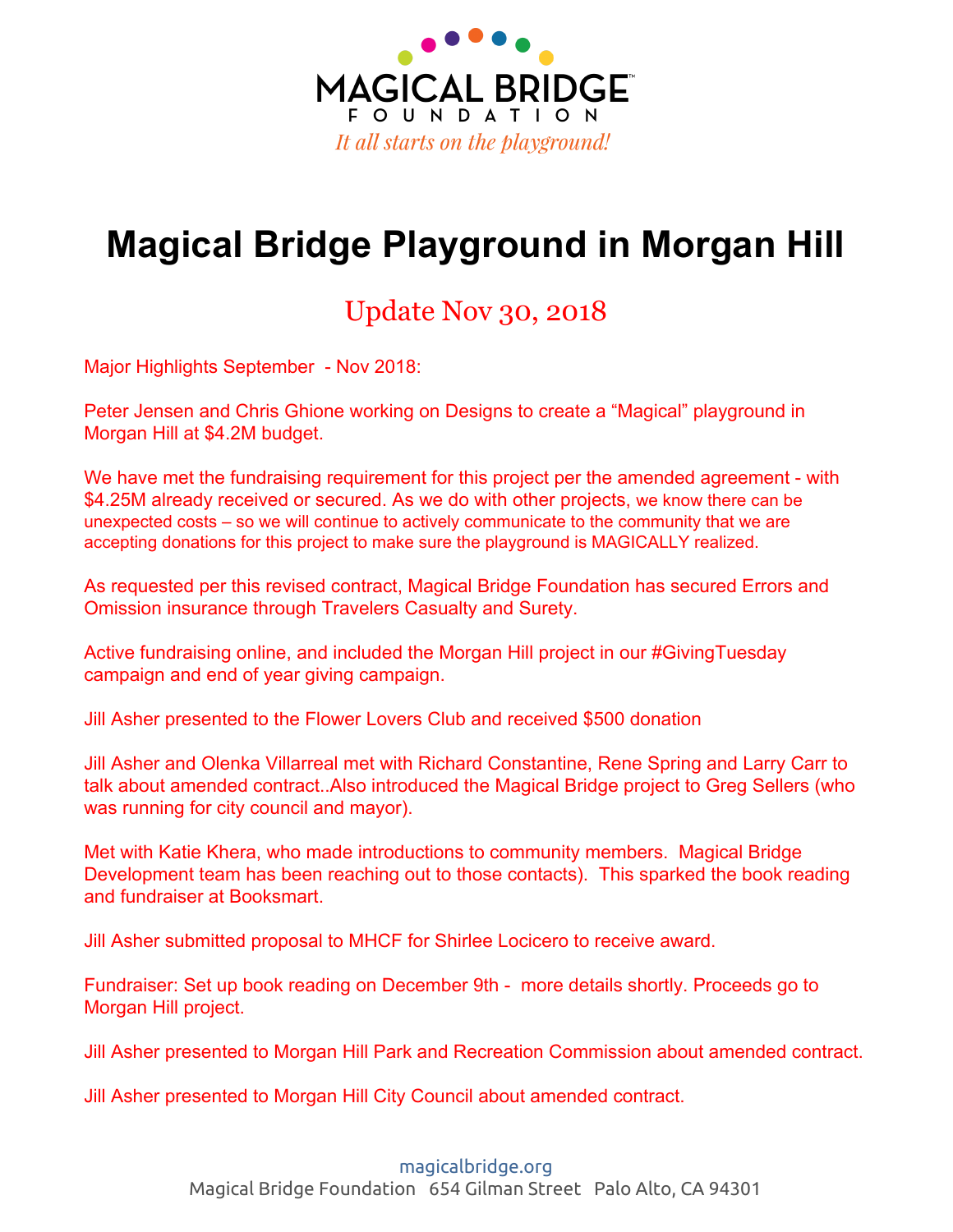MAGICAL BRIDGE™
FOUNDATION
*It all starts on the playground!*

# Magical Bridge Playground in Morgan Hill

## Update Nov 30, 2018

Major Highlights September - Nov 2018:

Peter Jensen and Chris Ghione working on Designs to create a "Magical" playground in Morgan Hill at $4.2M budget.

We have met the fundraising requirement for this project per the amended agreement - with $4.25M already received or secured. As we do with other projects, we know there can be unexpected costs – so we will continue to actively communicate to the community that we are accepting donations for this project to make sure the playground is MAGICALLY realized.

As requested per this revised contract, Magical Bridge Foundation has secured Errors and Omission insurance through Travelers Casualty and Surety.

Active fundraising online, and included the Morgan Hill project in our #GivingTuesday campaign and end of year giving campaign.

Jill Asher presented to the Flower Lovers Club and received $500 donation

Jill Asher and Olenka Villarreal met with Richard Constantine, Rene Spring and Larry Carr to talk about amended contract..Also introduced the Magical Bridge project to Greg Sellers (who was running for city council and mayor).

Met with Katie Khera, who made introductions to community members. Magical Bridge Development team has been reaching out to those contacts). This sparked the book reading and fundraiser at Booksmart.

Jill Asher submitted proposal to MHCF for Shirlee Locicero to receive award.

Fundraiser: Set up book reading on December 9th - more details shortly. Proceeds go to Morgan Hill project.

Jill Asher presented to Morgan Hill Park and Recreation Commission about amended contract.

Jill Asher presented to Morgan Hill City Council about amended contract.

magicalbridge.org
Magical Bridge Foundation 654 Gilman Street Palo Alto, CA 94301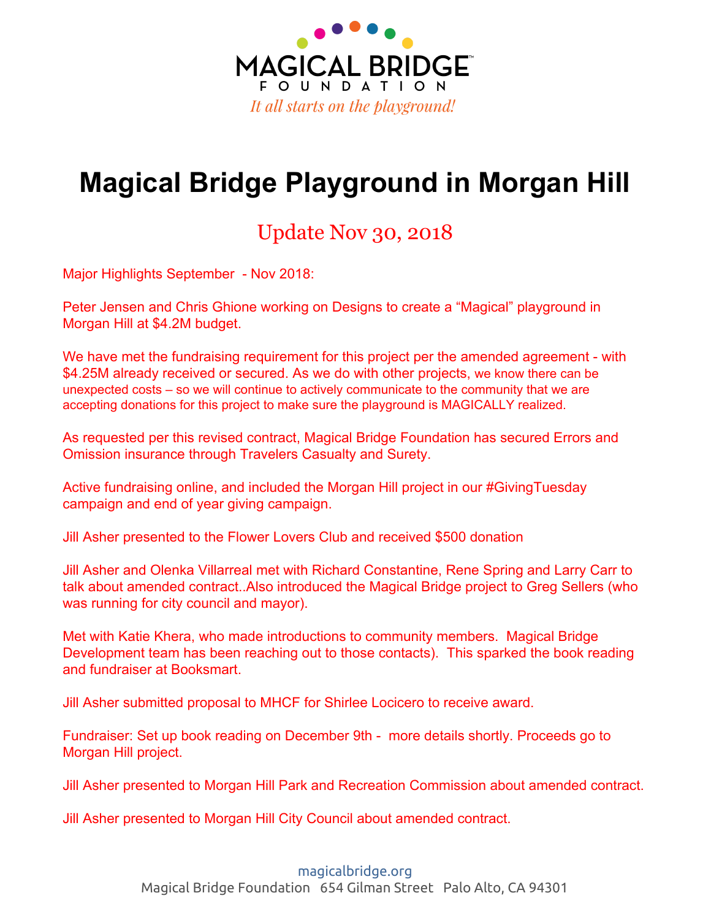MAGICAL BRIDGE
FOUNDATION

*It all starts on the playground!*

# Magical Bridge Playground in Morgan Hill

## Update Nov 30, 2018

Major Highlights September - Nov 2018:

Peter Jensen and Chris Ghione working on Designs to create a "Magical" playground in Morgan Hill at $4.2M budget.

We have met the fundraising requirement for this project per the amended agreement - with $4.25M already received or secured. As we do with other projects, we know there can be unexpected costs – so we will continue to actively communicate to the community that we are accepting donations for this project to make sure the playground is MAGICALLY realized.

As requested per this revised contract, Magical Bridge Foundation has secured Errors and Omission insurance through Travelers Casualty and Surety.

Active fundraising online, and included the Morgan Hill project in our #GivingTuesday campaign and end of year giving campaign.

Jill Asher presented to the Flower Lovers Club and received $500 donation

Jill Asher and Olenka Villarreal met with Richard Constantine, Rene Spring and Larry Carr to talk about amended contract..Also introduced the Magical Bridge project to Greg Sellers (who was running for city council and mayor).

Met with Katie Khera, who made introductions to community members. Magical Bridge Development team has been reaching out to those contacts). This sparked the book reading and fundraiser at Booksmart.

Jill Asher submitted proposal to MHCF for Shirlee Locicero to receive award.

Fundraiser: Set up book reading on December 9th - more details shortly. Proceeds go to Morgan Hill project.

Jill Asher presented to Morgan Hill Park and Recreation Commission about amended contract.

Jill Asher presented to Morgan Hill City Council about amended contract.

magicalbridge.org
Magical Bridge Foundation 654 Gilman Street Palo Alto, CA 94301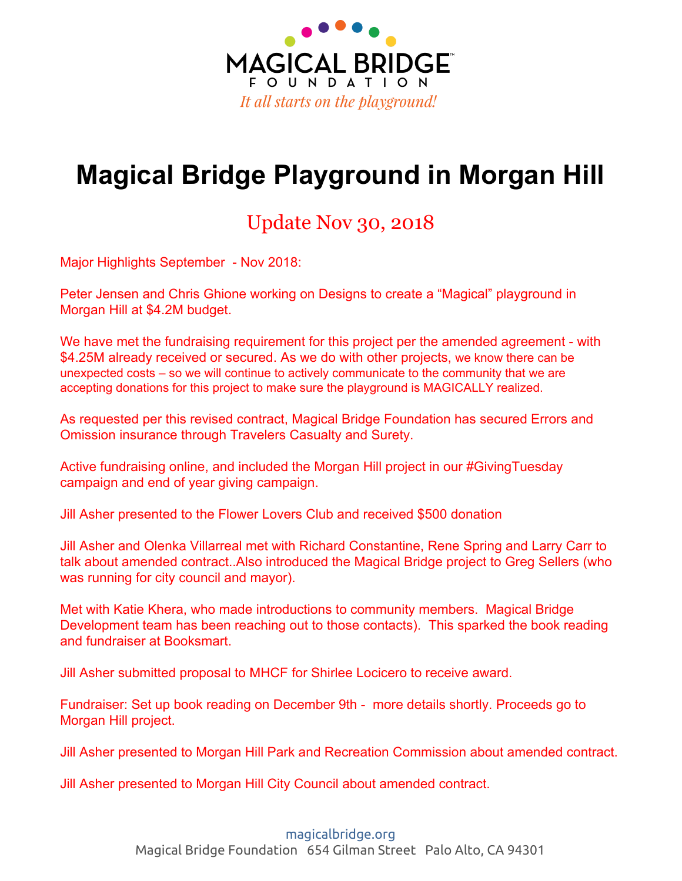MAGICAL BRIDGE
FOUNDATION
*It all starts on the playground!*

# Magical Bridge Playground in Morgan Hill

## Update Nov 30, 2018

Major Highlights September - Nov 2018:

Peter Jensen and Chris Ghione working on Designs to create a "Magical" playground in Morgan Hill at $4.2M budget.

We have met the fundraising requirement for this project per the amended agreement - with $4.25M already received or secured. As we do with other projects, we know there can be unexpected costs – so we will continue to actively communicate to the community that we are accepting donations for this project to make sure the playground is MAGICALLY realized.

As requested per this revised contract, Magical Bridge Foundation has secured Errors and Omission insurance through Travelers Casualty and Surety.

Active fundraising online, and included the Morgan Hill project in our #GivingTuesday campaign and end of year giving campaign.

Jill Asher presented to the Flower Lovers Club and received $500 donation

Jill Asher and Olenka Villarreal met with Richard Constantine, Rene Spring and Larry Carr to talk about amended contract..Also introduced the Magical Bridge project to Greg Sellers (who was running for city council and mayor).

Met with Katie Khera, who made introductions to community members. Magical Bridge Development team has been reaching out to those contacts). This sparked the book reading and fundraiser at Booksmart.

Jill Asher submitted proposal to MHCF for Shirlee Locicero to receive award.

Fundraiser: Set up book reading on December 9th - more details shortly. Proceeds go to Morgan Hill project.

Jill Asher presented to Morgan Hill Park and Recreation Commission about amended contract.

Jill Asher presented to Morgan Hill City Council about amended contract.

magicalbridge.org
Magical Bridge Foundation 654 Gilman Street Palo Alto, CA 94301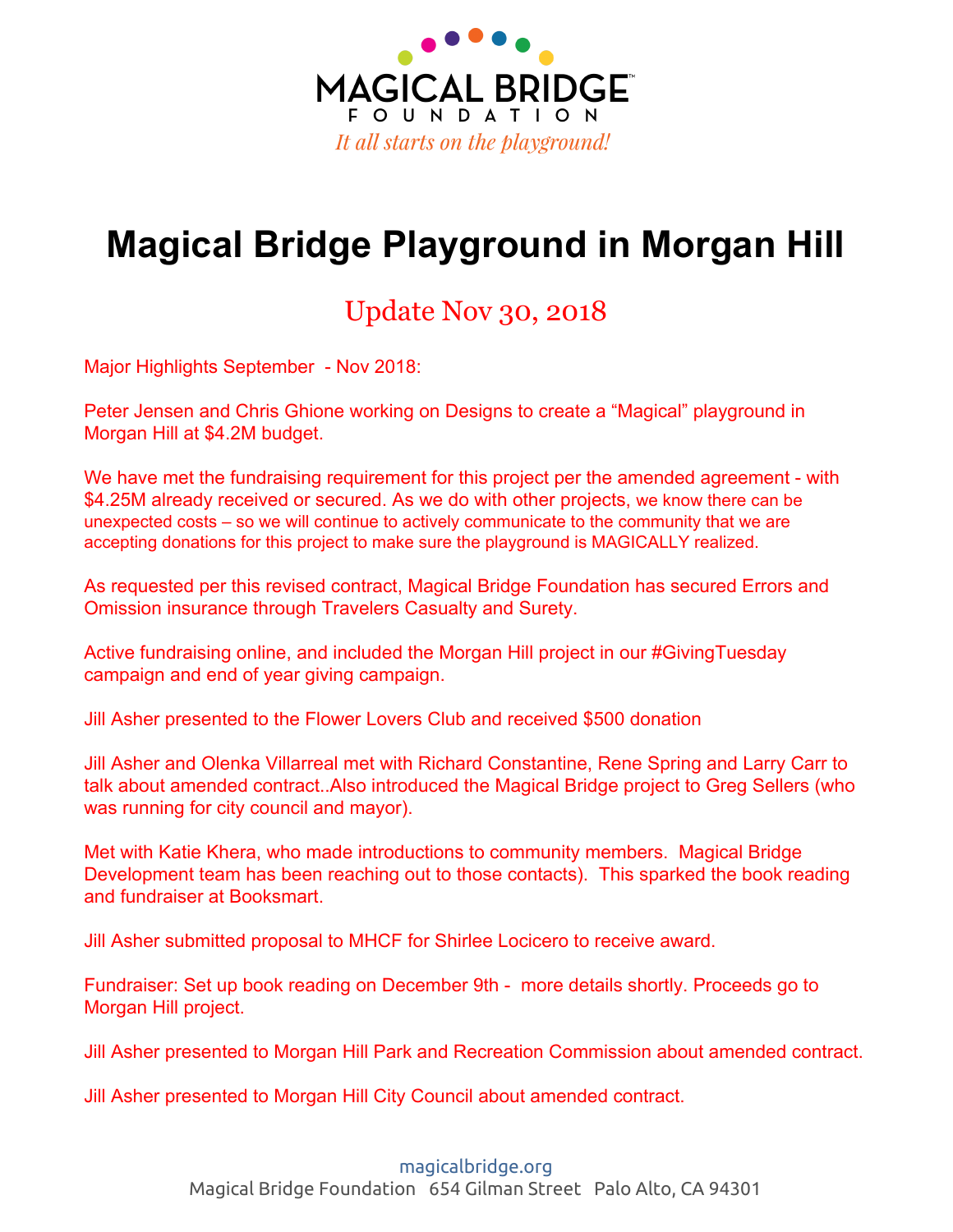MAGICAL BRIDGE FOUNDATION

*It all starts on the playground!*

# Magical Bridge Playground in Morgan Hill

## Update Nov 30, 2018

Major Highlights September - Nov 2018:

Peter Jensen and Chris Ghione working on Designs to create a “Magical” playground in Morgan Hill at $4.2M budget.

We have met the fundraising requirement for this project per the amended agreement - with $4.25M already received or secured. As we do with other projects, we know there can be unexpected costs – so we will continue to actively communicate to the community that we are accepting donations for this project to make sure the playground is MAGICALLY realized.

As requested per this revised contract, Magical Bridge Foundation has secured Errors and Omission insurance through Travelers Casualty and Surety.

Active fundraising online, and included the Morgan Hill project in our #GivingTuesday campaign and end of year giving campaign.

Jill Asher presented to the Flower Lovers Club and received $500 donation

Jill Asher and Olenka Villarreal met with Richard Constantine, Rene Spring and Larry Carr to talk about amended contract..Also introduced the Magical Bridge project to Greg Sellers (who was running for city council and mayor).

Met with Katie Khera, who made introductions to community members. Magical Bridge Development team has been reaching out to those contacts). This sparked the book reading and fundraiser at Booksmart.

Jill Asher submitted proposal to MHCF for Shirlee Locicero to receive award.

Fundraiser: Set up book reading on December 9th - more details shortly. Proceeds go to Morgan Hill project.

Jill Asher presented to Morgan Hill Park and Recreation Commission about amended contract.

Jill Asher presented to Morgan Hill City Council about amended contract.

magicalbridge.org
Magical Bridge Foundation 654 Gilman Street Palo Alto, CA 94301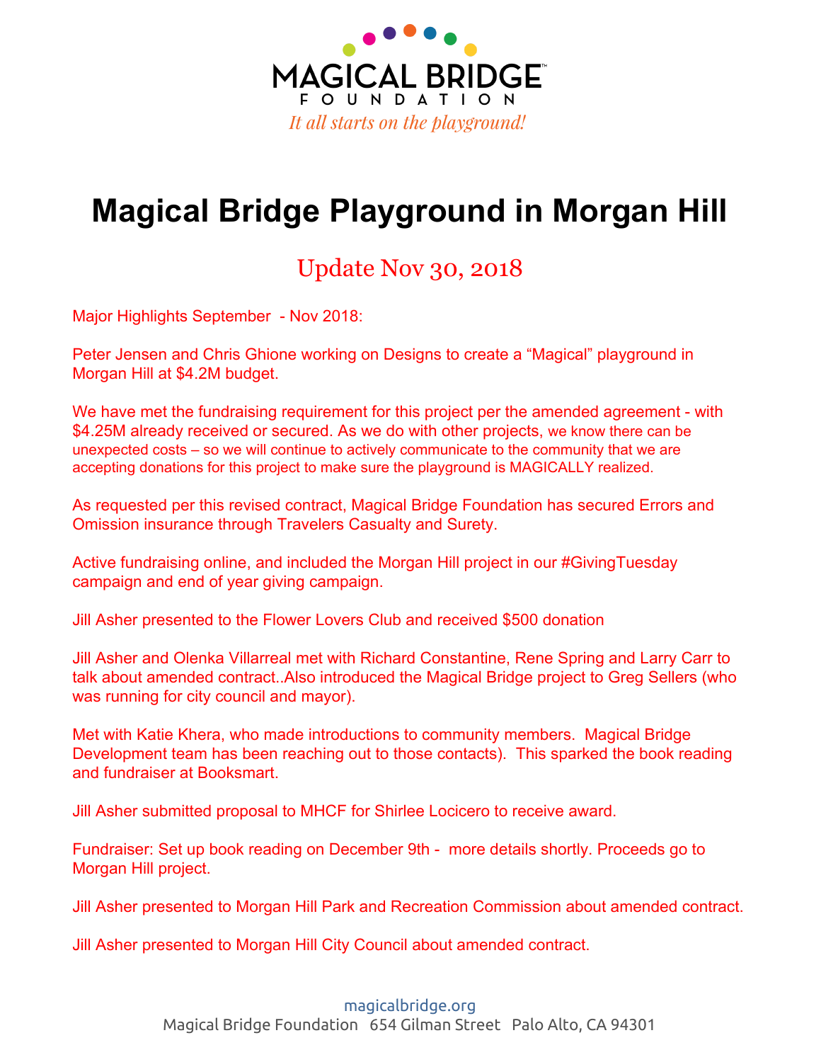MAGICAL BRIDGE

FOUNDATION

*It all starts on the playground!*

# Magical Bridge Playground in Morgan Hill

## Update Nov 30, 2018

Major Highlights September - Nov 2018:

Peter Jensen and Chris Ghione working on Designs to create a “Magical” playground in Morgan Hill at $4.2M budget.

We have met the fundraising requirement for this project per the amended agreement - with $4.25M already received or secured. As we do with other projects, we know there can be unexpected costs – so we will continue to actively communicate to the community that we are accepting donations for this project to make sure the playground is MAGICALLY realized.

As requested per this revised contract, Magical Bridge Foundation has secured Errors and Omission insurance through Travelers Casualty and Surety.

Active fundraising online, and included the Morgan Hill project in our #GivingTuesday campaign and end of year giving campaign.

Jill Asher presented to the Flower Lovers Club and received $500 donation

Jill Asher and Olenka Villarreal met with Richard Constantine, Rene Spring and Larry Carr to talk about amended contract..Also introduced the Magical Bridge project to Greg Sellers (who was running for city council and mayor).

Met with Katie Khera, who made introductions to community members. Magical Bridge Development team has been reaching out to those contacts). This sparked the book reading and fundraiser at Booksmart.

Jill Asher submitted proposal to MHCF for Shirlee Locicero to receive award.

Fundraiser: Set up book reading on December 9th - more details shortly. Proceeds go to Morgan Hill project.

Jill Asher presented to Morgan Hill Park and Recreation Commission about amended contract.

Jill Asher presented to Morgan Hill City Council about amended contract.

magicalbridge.org

Magical Bridge Foundation 654 Gilman Street Palo Alto, CA 94301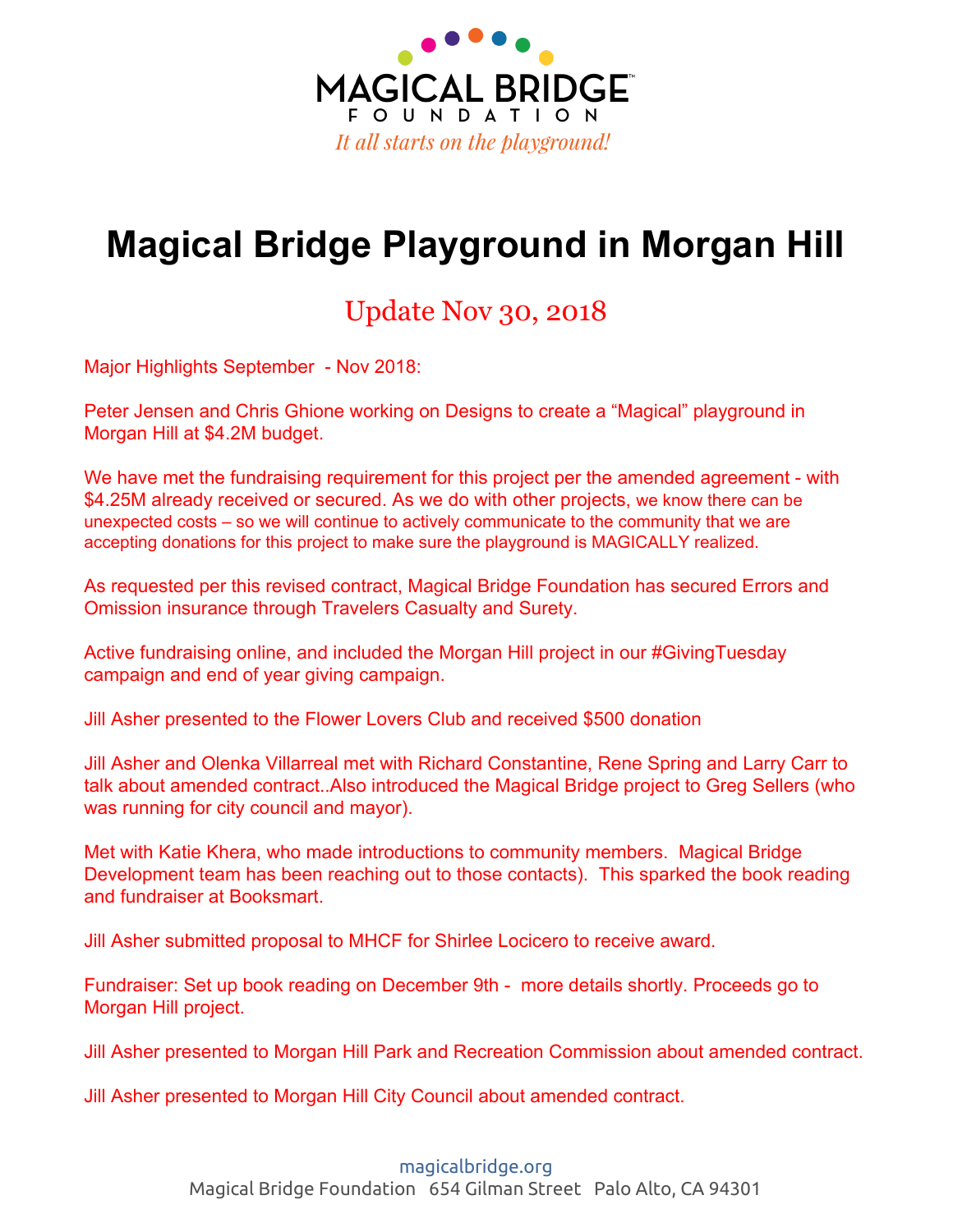MAGICAL BRIDGE
FOUNDATION
*It all starts on the playground!*

# Magical Bridge Playground in Morgan Hill

## Update Nov 30, 2018

Major Highlights September - Nov 2018:

Peter Jensen and Chris Ghione working on Designs to create a "Magical" playground in Morgan Hill at $4.2M budget.

We have met the fundraising requirement for this project per the amended agreement - with $4.25M already received or secured. As we do with other projects, we know there can be unexpected costs – so we will continue to actively communicate to the community that we are accepting donations for this project to make sure the playground is MAGICALLY realized.

As requested per this revised contract, Magical Bridge Foundation has secured Errors and Omission insurance through Travelers Casualty and Surety.

Active fundraising online, and included the Morgan Hill project in our #GivingTuesday campaign and end of year giving campaign.

Jill Asher presented to the Flower Lovers Club and received $500 donation

Jill Asher and Olenka Villarreal met with Richard Constantine, Rene Spring and Larry Carr to talk about amended contract..Also introduced the Magical Bridge project to Greg Sellers (who was running for city council and mayor).

Met with Katie Khera, who made introductions to community members. Magical Bridge Development team has been reaching out to those contacts). This sparked the book reading and fundraiser at Booksmart.

Jill Asher submitted proposal to MHCF for Shirlee Locicero to receive award.

Fundraiser: Set up book reading on December 9th - more details shortly. Proceeds go to Morgan Hill project.

Jill Asher presented to Morgan Hill Park and Recreation Commission about amended contract.

Jill Asher presented to Morgan Hill City Council about amended contract.

magicalbridge.org
Magical Bridge Foundation 654 Gilman Street Palo Alto, CA 94301